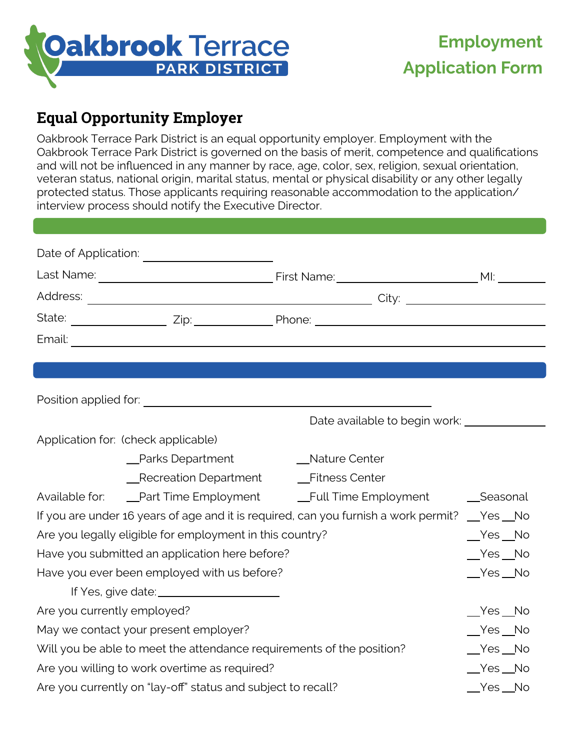# Oakbrook Terrace PARK DISTRICT

# Employment Application Form

## Equal Opportunity Employer

Oakbrook Terrace Park District is an equal opportunity employer. Employment with the Oakbrook Terrace Park District is governed on the basis of merit, competence and qualifications and will not be influenced in any manner by race, age, color, sex, religion, sexual orientation, veteran status, national origin, marital status, mental or physical disability or any other legally protected status. Those applicants requiring reasonable accommodation to the application/ interview process should notify the Executive Director.

Date of Application: ____________________

Last Name: ____________________ First Name: ____________________ MI: ______

Address: ____________________ City: ____________________

State: __________ Zip: __________ Phone: ____________________

Email: ____________________

Position applied for: ____________________

Date available to begin work: __________

Application for: (check applicable)

__Parks Department __Nature Center

__Recreation Department __Fitness Center

Available for: __Part Time Employment __Full Time Employment __Seasonal

If you are under 16 years of age and it is required, can you furnish a work permit? __Yes __No

Are you legally eligible for employment in this country? __Yes __No

Have you submitted an application here before? __Yes __No

Have you ever been employed with us before? __Yes __No

If Yes, give date: ____________________

Are you currently employed? __Yes __No

May we contact your present employer? __Yes __No

Will you be able to meet the attendance requirements of the position? __Yes __No

Are you willing to work overtime as required? __Yes __No

Are you currently on "lay-off" status and subject to recall? __Yes __No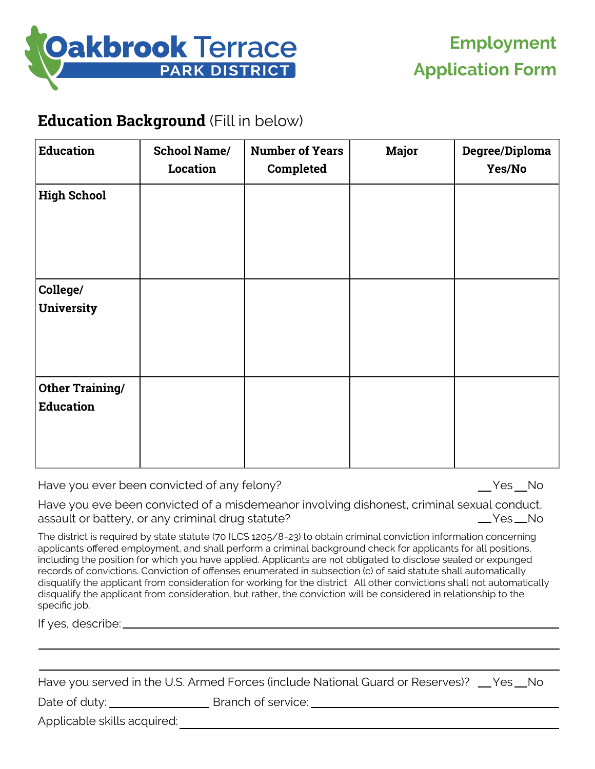# Oakbrook Terrace PARK DISTRICT

## Employment Application Form

**Education Background** (Fill in below)

| Education | School Name/ Location | Number of Years Completed | Major | Degree/Diploma Yes/No |
|---|---|---|---|---|
| **High School** | | | | |
| **College/ University** | | | | |
| **Other Training/ Education** | | | | |

Have you ever been convicted of any felony? __Yes __No

Have you eve been convicted of a misdemeanor involving dishonest, criminal sexual conduct, assault or battery, or any criminal drug statute? __Yes __No

The district is required by state statute (70 ILCS 1205/8-23) to obtain criminal conviction information concerning applicants offered employment, and shall perform a criminal background check for applicants for all positions, including the position for which you have applied. Applicants are not obligated to disclose sealed or expunged records of convictions. Conviction of offenses enumerated in subsection (c) of said statute shall automatically disqualify the applicant from consideration for working for the district. All other convictions shall not automatically disqualify the applicant from consideration, but rather, the conviction will be considered in relationship to the specific job.

If yes, describe: ______________________________________________

______________________________________________

______________________________________________

Have you served in the U.S. Armed Forces (include National Guard or Reserves)? __Yes __No

Date of duty: ________________ Branch of service: ______________________________

Applicable skills acquired: ______________________________________________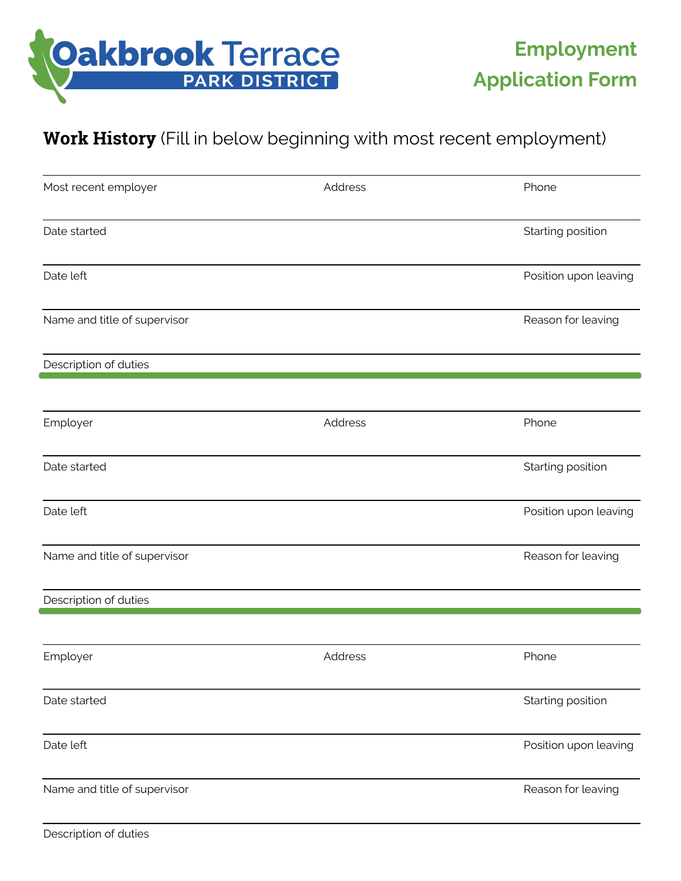Oakbrook Terrace PARK DISTRICT

**Employment Application Form**

## **Work History** (Fill in below beginning with most recent employment)

Most recent employer | Address | Phone

Date started | Starting position

Date left | Position upon leaving

Name and title of supervisor | Reason for leaving

Description of duties

---

Employer | Address | Phone

Date started | Starting position

Date left | Position upon leaving

Name and title of supervisor | Reason for leaving

Description of duties

---

Employer | Address | Phone

Date started | Starting position

Date left | Position upon leaving

Name and title of supervisor | Reason for leaving

Description of duties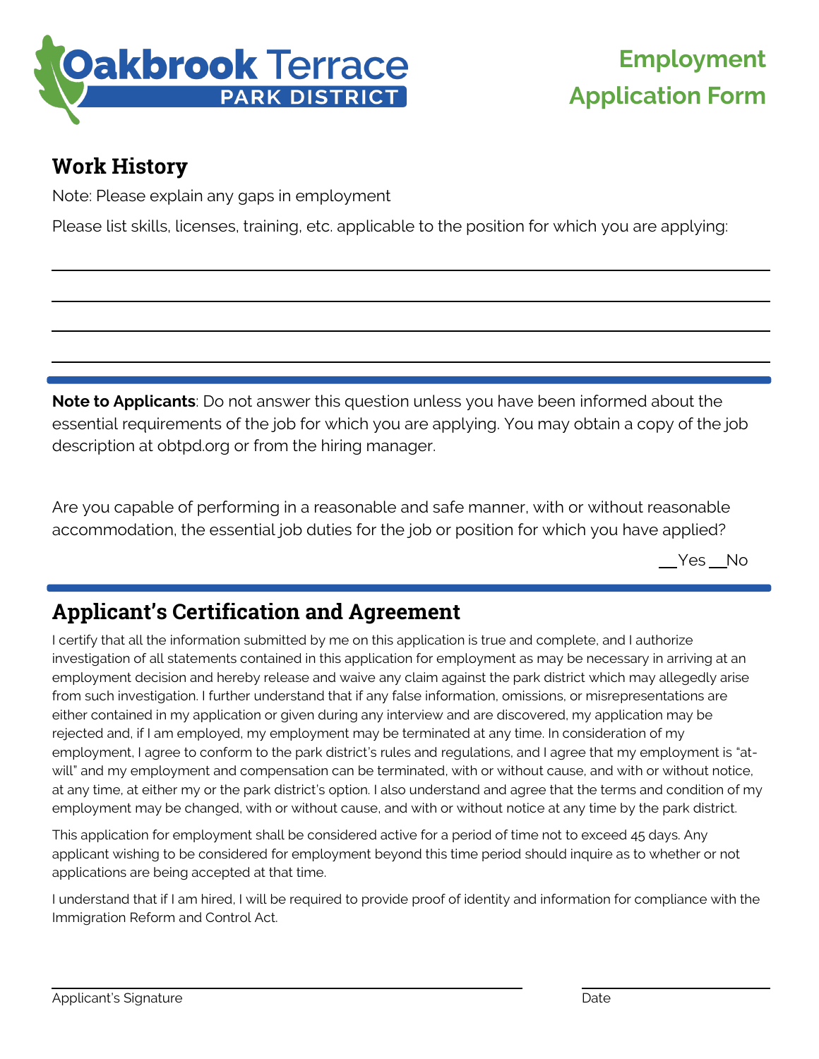Oakbrook Terrace PARK DISTRICT

# Employment Application Form

## Work History

Note: Please explain any gaps in employment

Please list skills, licenses, training, etc. applicable to the position for which you are applying:

________________________________________________________________________________

________________________________________________________________________________

________________________________________________________________________________

________________________________________________________________________________

**Note to Applicants**: Do not answer this question unless you have been informed about the essential requirements of the job for which you are applying. You may obtain a copy of the job description at obtpd.org or from the hiring manager.

Are you capable of performing in a reasonable and safe manner, with or without reasonable accommodation, the essential job duties for the job or position for which you have applied?

__Yes __No

## Applicant's Certification and Agreement

I certify that all the information submitted by me on this application is true and complete, and I authorize investigation of all statements contained in this application for employment as may be necessary in arriving at an employment decision and hereby release and waive any claim against the park district which may allegedly arise from such investigation. I further understand that if any false information, omissions, or misrepresentations are either contained in my application or given during any interview and are discovered, my application may be rejected and, if I am employed, my employment may be terminated at any time. In consideration of my employment, I agree to conform to the park district's rules and regulations, and I agree that my employment is "at-will" and my employment and compensation can be terminated, with or without cause, and with or without notice, at any time, at either my or the park district's option. I also understand and agree that the terms and condition of my employment may be changed, with or without cause, and with or without notice at any time by the park district.

This application for employment shall be considered active for a period of time not to exceed 45 days. Any applicant wishing to be considered for employment beyond this time period should inquire as to whether or not applications are being accepted at that time.

I understand that if I am hired, I will be required to provide proof of identity and information for compliance with the Immigration Reform and Control Act.

______________________________________________ ____________________

Applicant's Signature Date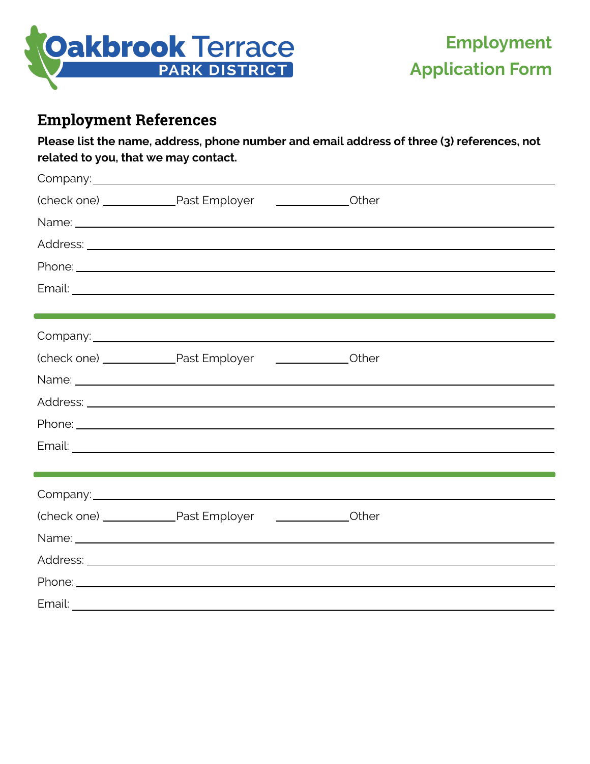Oakbrook Terrace PARK DISTRICT

**Employment Application Form**

## Employment References

**Please list the name, address, phone number and email address of three (3) references, not related to you, that we may contact.**

Company: ______________________________

(check one) ____________Past Employer ____________Other

Name: ______________________________

Address: ______________________________

Phone: ______________________________

Email: ______________________________

---

Company: ______________________________

(check one) ____________Past Employer ____________Other

Name: ______________________________

Address: ______________________________

Phone: ______________________________

Email: ______________________________

---

Company: ______________________________

(check one) ____________Past Employer ____________Other

Name: ______________________________

Address: ______________________________

Phone: ______________________________

Email: ______________________________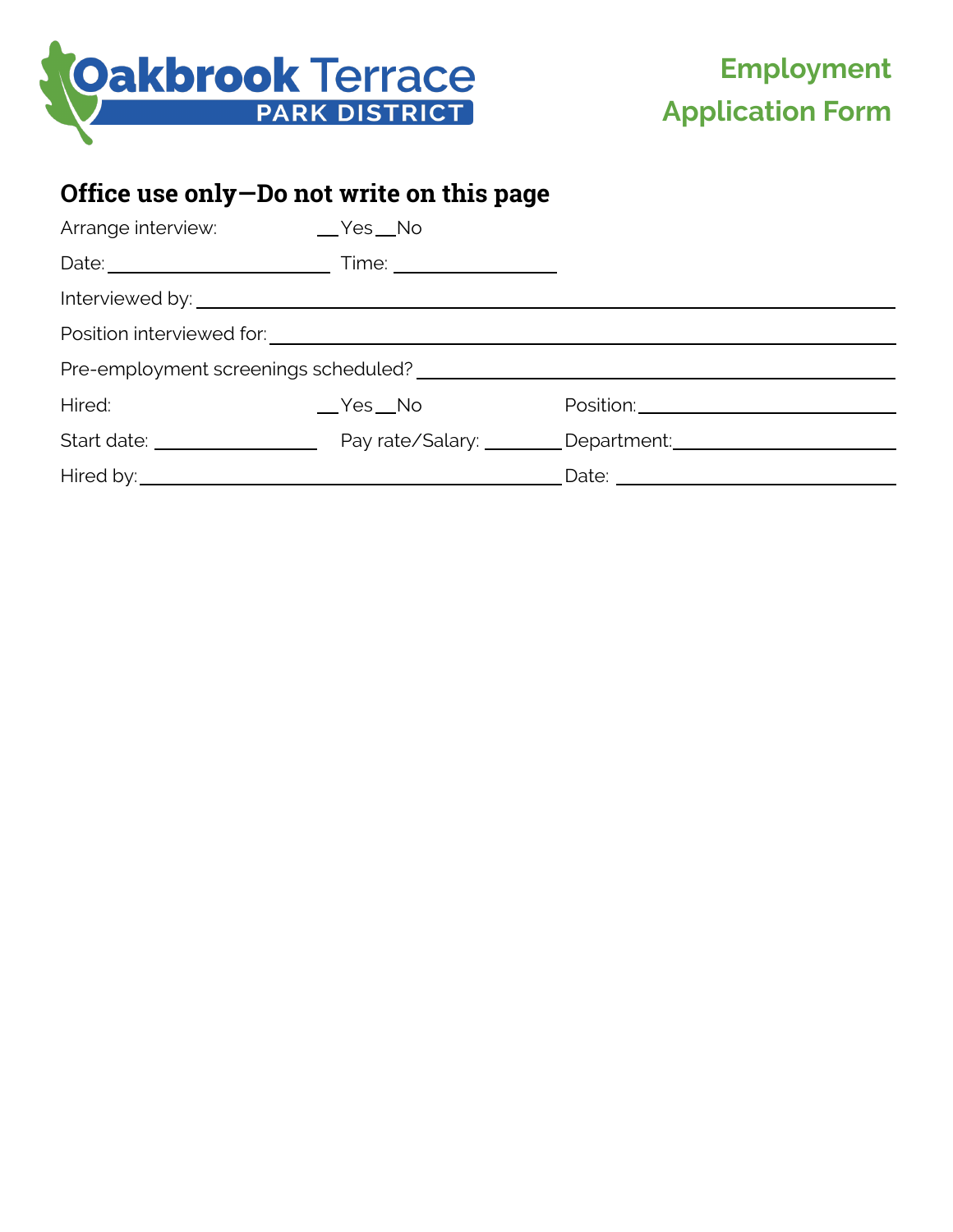Oakbrook Terrace PARK DISTRICT

# Employment Application Form

## Office use only—Do not write on this page

Arrange interview: __Yes __No

Date: ______________________ Time: ________________

Interviewed by: ____________________________________________________________

Position interviewed for: ______________________________________________________

Pre-employment screenings scheduled? ____________________________________________

Hired: __Yes __No Position: __________________________

Start date: ________________ Pay rate/Salary: _______ Department: ____________________

Hired by: ________________________________________ Date: __________________________